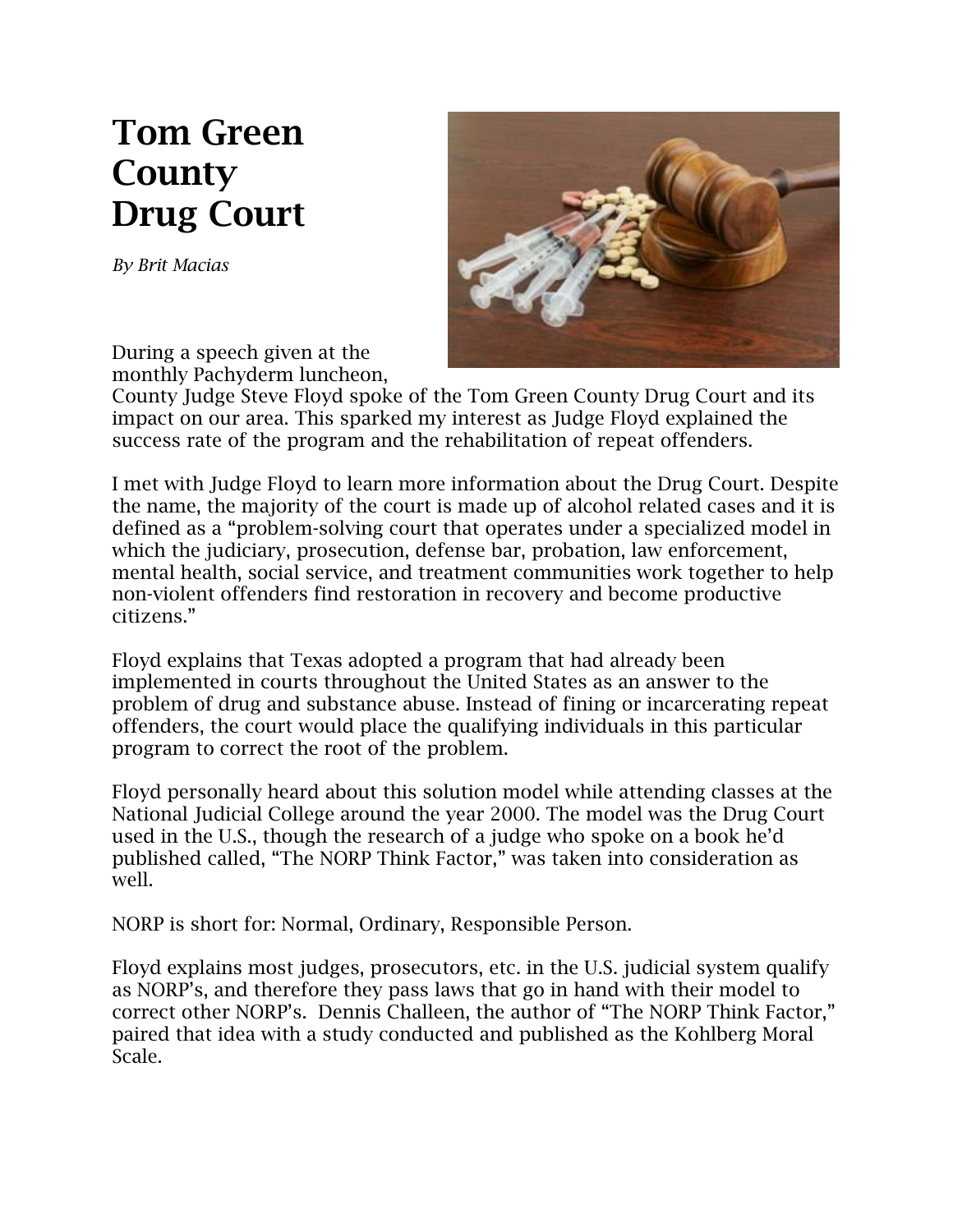# Tom Green County Drug Court

*By Brit Macias*

During a speech given at the monthly Pachyderm luncheon, County Judge Steve Floyd spoke of the Tom Green County Drug Court and its impact on our area. This sparked my interest as Judge Floyd explained the success rate of the program and the rehabilitation of repeat offenders.

I met with Judge Floyd to learn more information about the Drug Court. Despite the name, the majority of the court is made up of alcohol related cases and it is defined as a "problem-solving court that operates under a specialized model in which the judiciary, prosecution, defense bar, probation, law enforcement, mental health, social service, and treatment communities work together to help non-violent offenders find restoration in recovery and become productive citizens."

Floyd explains that Texas adopted a program that had already been implemented in courts throughout the United States as an answer to the problem of drug and substance abuse. Instead of fining or incarcerating repeat offenders, the court would place the qualifying individuals in this particular program to correct the root of the problem.

Floyd personally heard about this solution model while attending classes at the National Judicial College around the year 2000. The model was the Drug Court used in the U.S., though the research of a judge who spoke on a book he'd published called, "The NORP Think Factor," was taken into consideration as well.

NORP is short for: Normal, Ordinary, Responsible Person.

Floyd explains most judges, prosecutors, etc. in the U.S. judicial system qualify as NORP's, and therefore they pass laws that go in hand with their model to correct other NORP's. Dennis Challeen, the author of "The NORP Think Factor," paired that idea with a study conducted and published as the Kohlberg Moral Scale.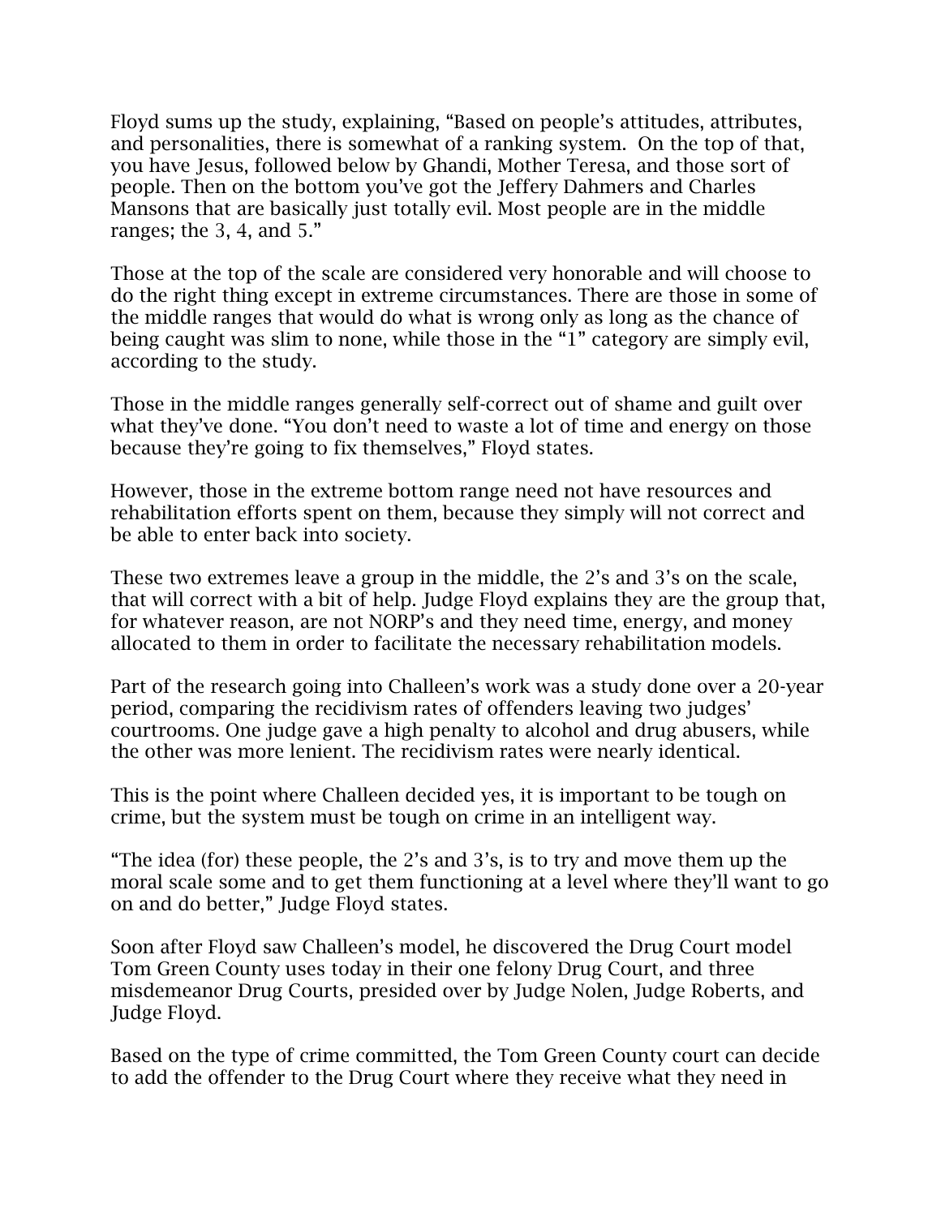Floyd sums up the study, explaining, "Based on people's attitudes, attributes, and personalities, there is somewhat of a ranking system. On the top of that, you have Jesus, followed below by Ghandi, Mother Teresa, and those sort of people. Then on the bottom you've got the Jeffery Dahmers and Charles Mansons that are basically just totally evil. Most people are in the middle ranges; the 3, 4, and 5."

Those at the top of the scale are considered very honorable and will choose to do the right thing except in extreme circumstances. There are those in some of the middle ranges that would do what is wrong only as long as the chance of being caught was slim to none, while those in the "1" category are simply evil, according to the study.

Those in the middle ranges generally self-correct out of shame and guilt over what they've done. "You don't need to waste a lot of time and energy on those because they're going to fix themselves," Floyd states.

However, those in the extreme bottom range need not have resources and rehabilitation efforts spent on them, because they simply will not correct and be able to enter back into society.

These two extremes leave a group in the middle, the 2's and 3's on the scale, that will correct with a bit of help. Judge Floyd explains they are the group that, for whatever reason, are not NORP's and they need time, energy, and money allocated to them in order to facilitate the necessary rehabilitation models.

Part of the research going into Challeen's work was a study done over a 20-year period, comparing the recidivism rates of offenders leaving two judges' courtrooms. One judge gave a high penalty to alcohol and drug abusers, while the other was more lenient. The recidivism rates were nearly identical.

This is the point where Challeen decided yes, it is important to be tough on crime, but the system must be tough on crime in an intelligent way.

"The idea (for) these people, the 2's and 3's, is to try and move them up the moral scale some and to get them functioning at a level where they'll want to go on and do better," Judge Floyd states.

Soon after Floyd saw Challeen's model, he discovered the Drug Court model Tom Green County uses today in their one felony Drug Court, and three misdemeanor Drug Courts, presided over by Judge Nolen, Judge Roberts, and Judge Floyd.

Based on the type of crime committed, the Tom Green County court can decide to add the offender to the Drug Court where they receive what they need in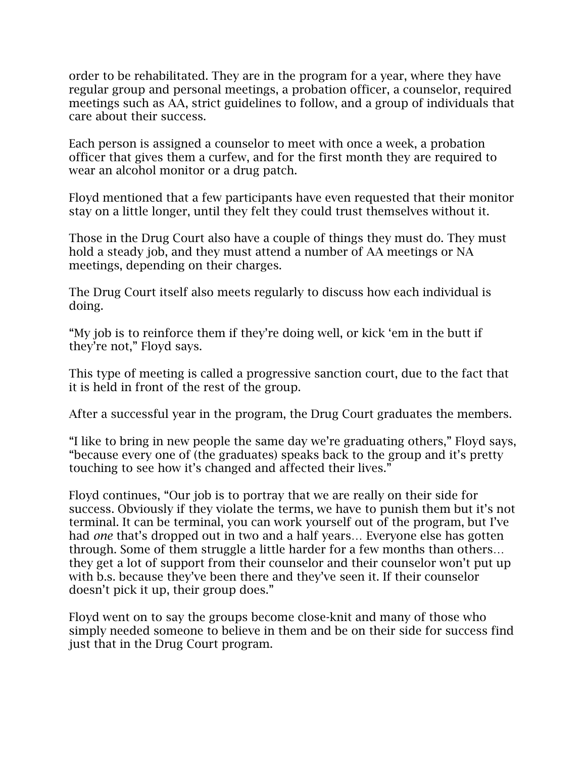order to be rehabilitated. They are in the program for a year, where they have regular group and personal meetings, a probation officer, a counselor, required meetings such as AA, strict guidelines to follow, and a group of individuals that care about their success.

Each person is assigned a counselor to meet with once a week, a probation officer that gives them a curfew, and for the first month they are required to wear an alcohol monitor or a drug patch.

Floyd mentioned that a few participants have even requested that their monitor stay on a little longer, until they felt they could trust themselves without it.

Those in the Drug Court also have a couple of things they must do. They must hold a steady job, and they must attend a number of AA meetings or NA meetings, depending on their charges.

The Drug Court itself also meets regularly to discuss how each individual is doing.

"My job is to reinforce them if they're doing well, or kick 'em in the butt if they're not," Floyd says.

This type of meeting is called a progressive sanction court, due to the fact that it is held in front of the rest of the group.

After a successful year in the program, the Drug Court graduates the members.

"I like to bring in new people the same day we're graduating others," Floyd says, "because every one of (the graduates) speaks back to the group and it's pretty touching to see how it's changed and affected their lives."

Floyd continues, "Our job is to portray that we are really on their side for success. Obviously if they violate the terms, we have to punish them but it's not terminal. It can be terminal, you can work yourself out of the program, but I've had *one* that's dropped out in two and a half years… Everyone else has gotten through. Some of them struggle a little harder for a few months than others… they get a lot of support from their counselor and their counselor won't put up with b.s. because they've been there and they've seen it. If their counselor doesn't pick it up, their group does."

Floyd went on to say the groups become close-knit and many of those who simply needed someone to believe in them and be on their side for success find just that in the Drug Court program.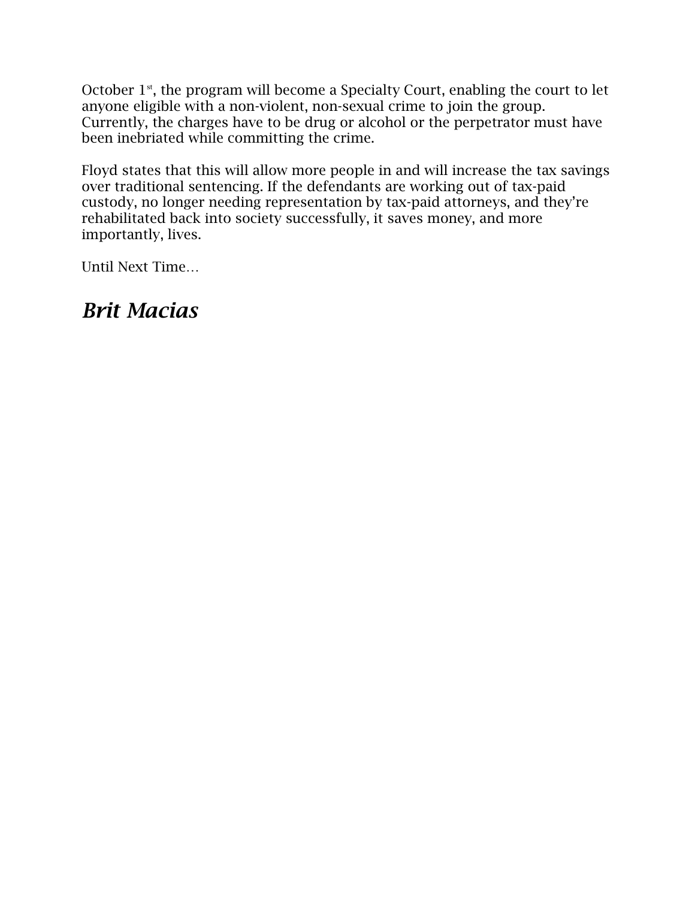October 1st, the program will become a Specialty Court, enabling the court to let anyone eligible with a non-violent, non-sexual crime to join the group. Currently, the charges have to be drug or alcohol or the perpetrator must have been inebriated while committing the crime.

Floyd states that this will allow more people in and will increase the tax savings over traditional sentencing. If the defendants are working out of tax-paid custody, no longer needing representation by tax-paid attorneys, and they're rehabilitated back into society successfully, it saves money, and more importantly, lives.

Until Next Time…

## *Brit Macias*